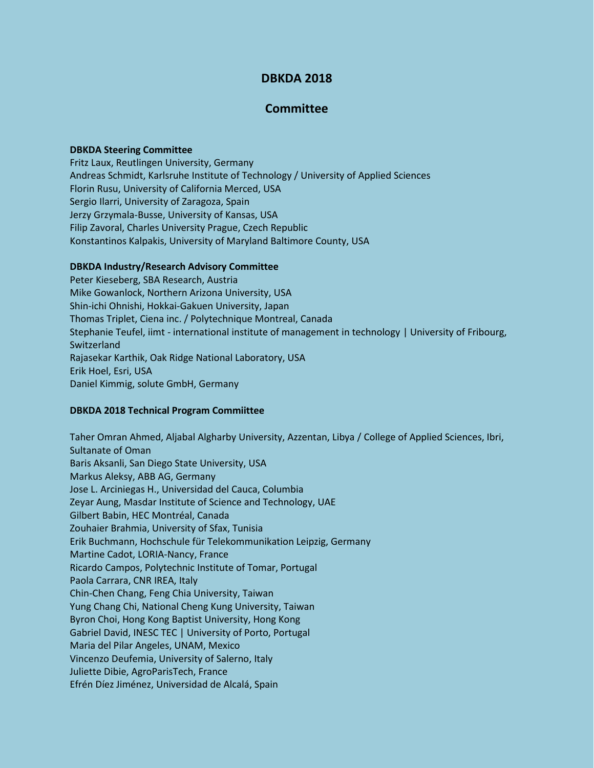# DBKDA 2018

## Committee

### DBKDA Steering Committee

Fritz Laux, Reutlingen University, Germany
Andreas Schmidt, Karlsruhe Institute of Technology / University of Applied Sciences
Florin Rusu, University of California Merced, USA
Sergio Ilarri, University of Zaragoza, Spain
Jerzy Grzymala-Busse, University of Kansas, USA
Filip Zavoral, Charles University Prague, Czech Republic
Konstantinos Kalpakis, University of Maryland Baltimore County, USA

### DBKDA Industry/Research Advisory Committee

Peter Kieseberg, SBA Research, Austria
Mike Gowanlock, Northern Arizona University, USA
Shin-ichi Ohnishi, Hokkai-Gakuen University, Japan
Thomas Triplet, Ciena inc. / Polytechnique Montreal, Canada
Stephanie Teufel, iimt - international institute of management in technology | University of Fribourg, Switzerland
Rajasekar Karthik, Oak Ridge National Laboratory, USA
Erik Hoel, Esri, USA
Daniel Kimmig, solute GmbH, Germany

### DBKDA 2018 Technical Program Commiittee

Taher Omran Ahmed, Aljabal Algharby University, Azzentan, Libya / College of Applied Sciences, Ibri, Sultanate of Oman
Baris Aksanli, San Diego State University, USA
Markus Aleksy, ABB AG, Germany
Jose L. Arciniegas H., Universidad del Cauca, Columbia
Zeyar Aung, Masdar Institute of Science and Technology, UAE
Gilbert Babin, HEC Montréal, Canada
Zouhaier Brahmia, University of Sfax, Tunisia
Erik Buchmann, Hochschule für Telekommunikation Leipzig, Germany
Martine Cadot, LORIA-Nancy, France
Ricardo Campos, Polytechnic Institute of Tomar, Portugal
Paola Carrara, CNR IREA, Italy
Chin-Chen Chang, Feng Chia University, Taiwan
Yung Chang Chi, National Cheng Kung University, Taiwan
Byron Choi, Hong Kong Baptist University, Hong Kong
Gabriel David, INESC TEC | University of Porto, Portugal
Maria del Pilar Angeles, UNAM, Mexico
Vincenzo Deufemia, University of Salerno, Italy
Juliette Dibie, AgroParisTech, France
Efrén Díez Jiménez, Universidad de Alcalá, Spain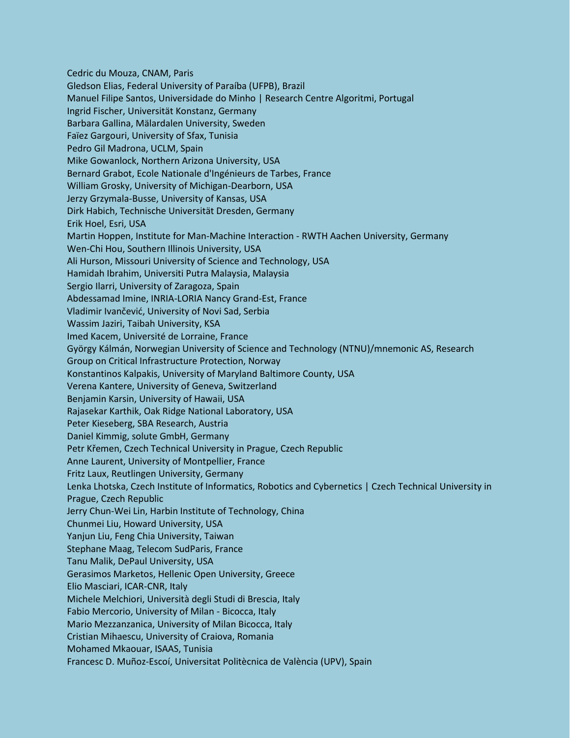Cedric du Mouza, CNAM, Paris
Gledson Elias, Federal University of Paraíba (UFPB), Brazil
Manuel Filipe Santos, Universidade do Minho | Research Centre Algoritmi, Portugal
Ingrid Fischer, Universität Konstanz, Germany
Barbara Gallina, Mälardalen University, Sweden
Faïez Gargouri, University of Sfax, Tunisia
Pedro Gil Madrona, UCLM, Spain
Mike Gowanlock, Northern Arizona University, USA
Bernard Grabot, Ecole Nationale d'Ingénieurs de Tarbes, France
William Grosky, University of Michigan-Dearborn, USA
Jerzy Grzymala-Busse, University of Kansas, USA
Dirk Habich, Technische Universität Dresden, Germany
Erik Hoel, Esri, USA
Martin Hoppen, Institute for Man-Machine Interaction - RWTH Aachen University, Germany
Wen-Chi Hou, Southern Illinois University, USA
Ali Hurson, Missouri University of Science and Technology, USA
Hamidah Ibrahim, Universiti Putra Malaysia, Malaysia
Sergio Ilarri, University of Zaragoza, Spain
Abdessamad Imine, INRIA-LORIA Nancy Grand-Est, France
Vladimir Ivančević, University of Novi Sad, Serbia
Wassim Jaziri, Taibah University, KSA
Imed Kacem, Université de Lorraine, France
György Kálmán, Norwegian University of Science and Technology (NTNU)/mnemonic AS, Research Group on Critical Infrastructure Protection, Norway
Konstantinos Kalpakis, University of Maryland Baltimore County, USA
Verena Kantere, University of Geneva, Switzerland
Benjamin Karsin, University of Hawaii, USA
Rajasekar Karthik, Oak Ridge National Laboratory, USA
Peter Kieseberg, SBA Research, Austria
Daniel Kimmig, solute GmbH, Germany
Petr Křemen, Czech Technical University in Prague, Czech Republic
Anne Laurent, University of Montpellier, France
Fritz Laux, Reutlingen University, Germany
Lenka Lhotska, Czech Institute of Informatics, Robotics and Cybernetics | Czech Technical University in Prague, Czech Republic
Jerry Chun-Wei Lin, Harbin Institute of Technology, China
Chunmei Liu, Howard University, USA
Yanjun Liu, Feng Chia University, Taiwan
Stephane Maag, Telecom SudParis, France
Tanu Malik, DePaul University, USA
Gerasimos Marketos, Hellenic Open University, Greece
Elio Masciari, ICAR-CNR, Italy
Michele Melchiori, Università degli Studi di Brescia, Italy
Fabio Mercorio, University of Milan - Bicocca, Italy
Mario Mezzanzanica, University of Milan Bicocca, Italy
Cristian Mihaescu, University of Craiova, Romania
Mohamed Mkaouar, ISAAS, Tunisia
Francesc D. Muñoz-Escoí, Universitat Politècnica de València (UPV), Spain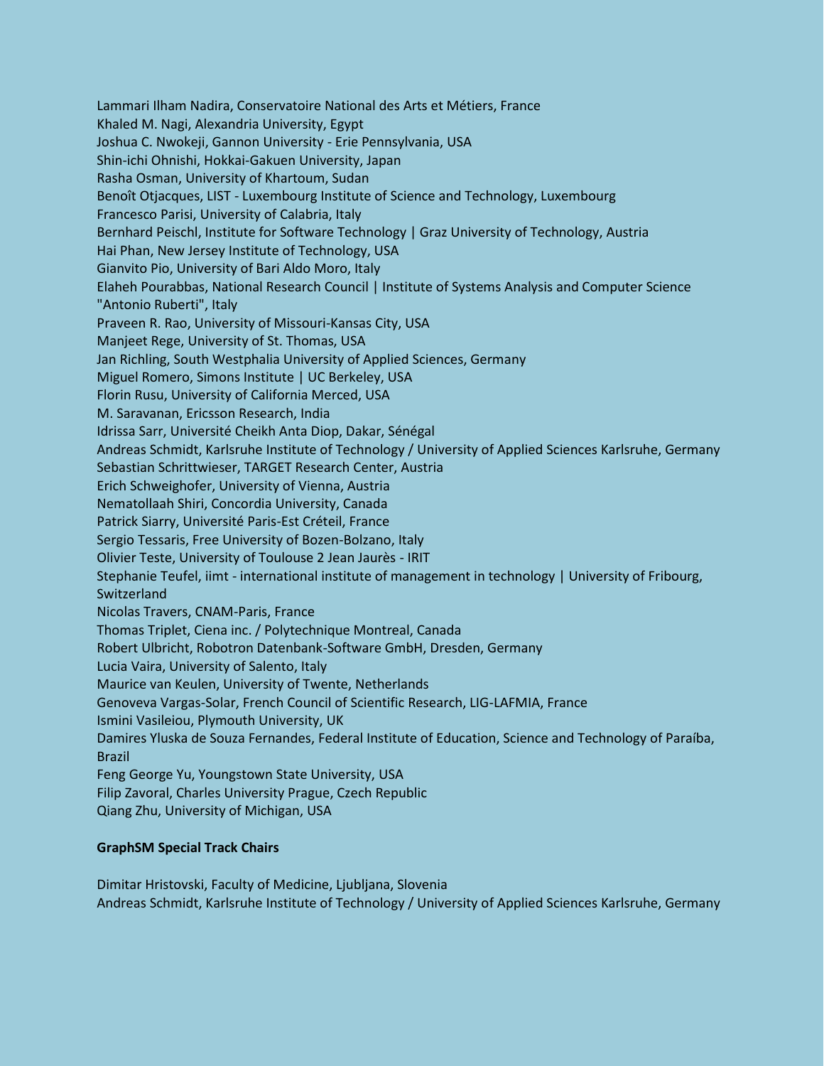Lammari Ilham Nadira, Conservatoire National des Arts et Métiers, France
Khaled M. Nagi, Alexandria University, Egypt
Joshua C. Nwokeji, Gannon University - Erie Pennsylvania, USA
Shin-ichi Ohnishi, Hokkai-Gakuen University, Japan
Rasha Osman, University of Khartoum, Sudan
Benoît Otjacques, LIST - Luxembourg Institute of Science and Technology, Luxembourg
Francesco Parisi, University of Calabria, Italy
Bernhard Peischl, Institute for Software Technology | Graz University of Technology, Austria
Hai Phan, New Jersey Institute of Technology, USA
Gianvito Pio, University of Bari Aldo Moro, Italy
Elaheh Pourabbas, National Research Council | Institute of Systems Analysis and Computer Science "Antonio Ruberti", Italy
Praveen R. Rao, University of Missouri-Kansas City, USA
Manjeet Rege, University of St. Thomas, USA
Jan Richling, South Westphalia University of Applied Sciences, Germany
Miguel Romero, Simons Institute | UC Berkeley, USA
Florin Rusu, University of California Merced, USA
M. Saravanan, Ericsson Research, India
Idrissa Sarr, Université Cheikh Anta Diop, Dakar, Sénégal
Andreas Schmidt, Karlsruhe Institute of Technology / University of Applied Sciences Karlsruhe, Germany
Sebastian Schrittwieser, TARGET Research Center, Austria
Erich Schweighofer, University of Vienna, Austria
Nematollaah Shiri, Concordia University, Canada
Patrick Siarry, Université Paris-Est Créteil, France
Sergio Tessaris, Free University of Bozen-Bolzano, Italy
Olivier Teste, University of Toulouse 2 Jean Jaurès - IRIT
Stephanie Teufel, iimt - international institute of management in technology | University of Fribourg, Switzerland
Nicolas Travers, CNAM-Paris, France
Thomas Triplet, Ciena inc. / Polytechnique Montreal, Canada
Robert Ulbricht, Robotron Datenbank-Software GmbH, Dresden, Germany
Lucia Vaira, University of Salento, Italy
Maurice van Keulen, University of Twente, Netherlands
Genoveva Vargas-Solar, French Council of Scientific Research, LIG-LAFMIA, France
Ismini Vasileiou, Plymouth University, UK
Damires Yluska de Souza Fernandes, Federal Institute of Education, Science and Technology of Paraíba, Brazil
Feng George Yu, Youngstown State University, USA
Filip Zavoral, Charles University Prague, Czech Republic
Qiang Zhu, University of Michigan, USA

**GraphSM Special Track Chairs**

Dimitar Hristovski, Faculty of Medicine, Ljubljana, Slovenia
Andreas Schmidt, Karlsruhe Institute of Technology / University of Applied Sciences Karlsruhe, Germany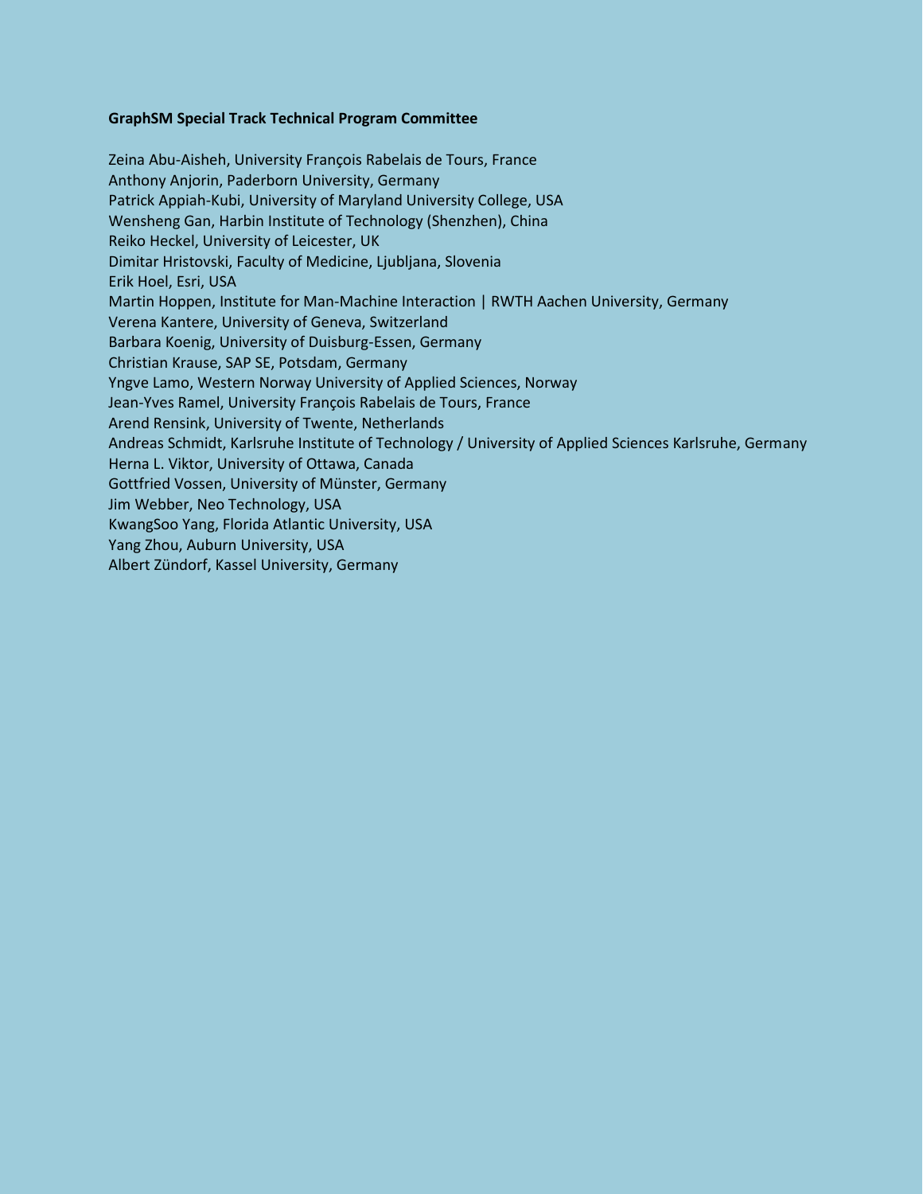**GraphSM Special Track Technical Program Committee**

Zeina Abu-Aisheh, University François Rabelais de Tours, France
Anthony Anjorin, Paderborn University, Germany
Patrick Appiah-Kubi, University of Maryland University College, USA
Wensheng Gan, Harbin Institute of Technology (Shenzhen), China
Reiko Heckel, University of Leicester, UK
Dimitar Hristovski, Faculty of Medicine, Ljubljana, Slovenia
Erik Hoel, Esri, USA
Martin Hoppen, Institute for Man-Machine Interaction | RWTH Aachen University, Germany
Verena Kantere, University of Geneva, Switzerland
Barbara Koenig, University of Duisburg-Essen, Germany
Christian Krause, SAP SE, Potsdam, Germany
Yngve Lamo, Western Norway University of Applied Sciences, Norway
Jean-Yves Ramel, University François Rabelais de Tours, France
Arend Rensink, University of Twente, Netherlands
Andreas Schmidt, Karlsruhe Institute of Technology / University of Applied Sciences Karlsruhe, Germany
Herna L. Viktor, University of Ottawa, Canada
Gottfried Vossen, University of Münster, Germany
Jim Webber, Neo Technology, USA
KwangSoo Yang, Florida Atlantic University, USA
Yang Zhou, Auburn University, USA
Albert Zündorf, Kassel University, Germany